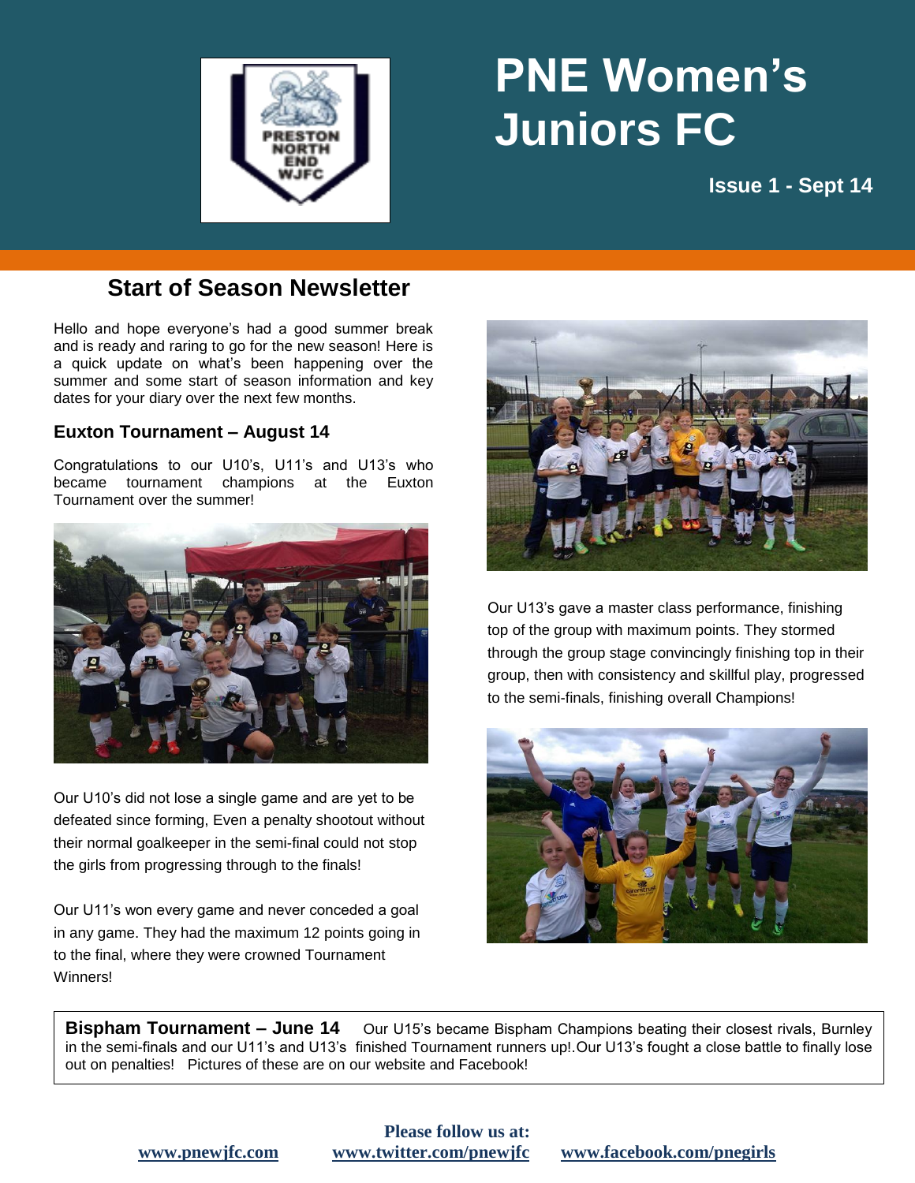# PNE Women's Juniors FC

**Issue 1 - Sept 14**

## Start of Season Newsletter

Hello and hope everyone's had a good summer break and is ready and raring to go for the new season! Here is a quick update on what's been happening over the summer and some start of season information and key dates for your diary over the next few months.

### Euxton Tournament – August 14

Congratulations to our U10's, U11's and U13's who became tournament champions at the Euxton Tournament over the summer!

Our U10's did not lose a single game and are yet to be defeated since forming, Even a penalty shootout without their normal goalkeeper in the semi-final could not stop the girls from progressing through to the finals!

Our U11's won every game and never conceded a goal in any game. They had the maximum 12 points going in to the final, where they were crowned Tournament Winners!

Our U13's gave a master class performance, finishing top of the group with maximum points. They stormed through the group stage convincingly finishing top in their group, then with consistency and skillful play, progressed to the semi-finals, finishing overall Champions!

**Bispham Tournament – June 14** Our U15's became Bispham Champions beating their closest rivals, Burnley in the semi-finals and our U11's and U13's finished Tournament runners up!.Our U13's fought a close battle to finally lose out on penalties! Pictures of these are on our website and Facebook!

**Please follow us at:**

**www.pnewjfc.com** **www.twitter.com/pnewjfc** **www.facebook.com/pnegirls**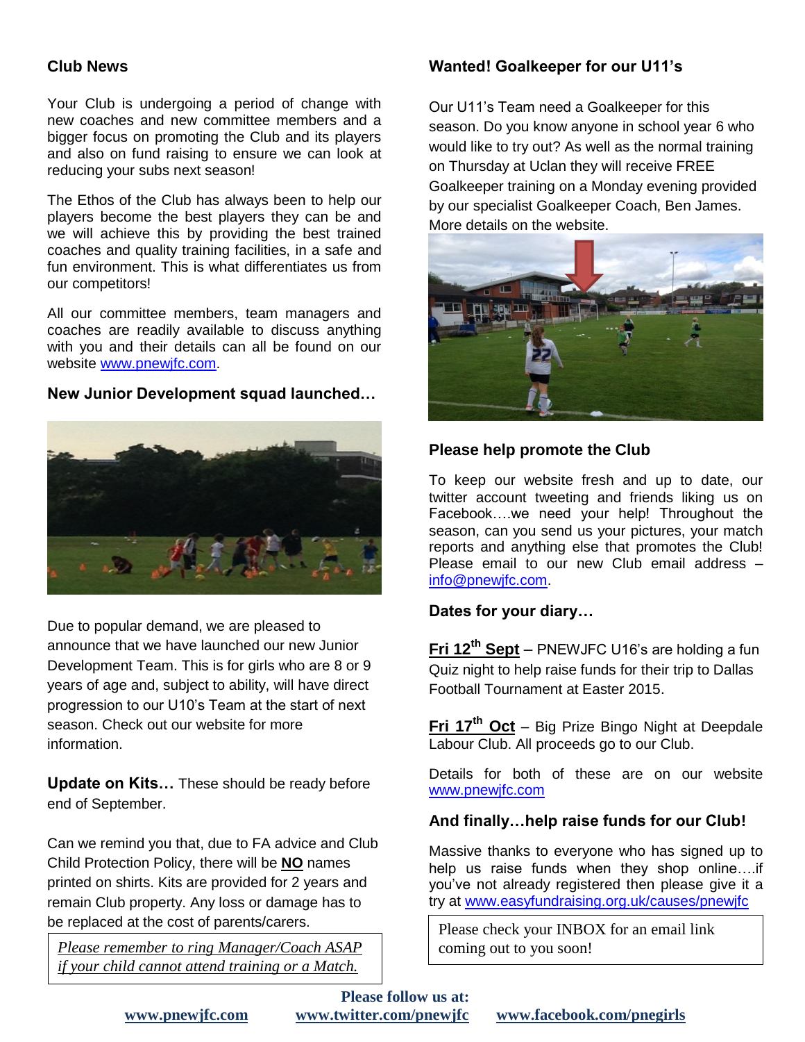### Club News

Your Club is undergoing a period of change with new coaches and new committee members and a bigger focus on promoting the Club and its players and also on fund raising to ensure we can look at reducing your subs next season!

The Ethos of the Club has always been to help our players become the best players they can be and we will achieve this by providing the best trained coaches and quality training facilities, in a safe and fun environment. This is what differentiates us from our competitors!

All our committee members, team managers and coaches are readily available to discuss anything with you and their details can all be found on our website www.pnewjfc.com.

### New Junior Development squad launched…

Due to popular demand, we are pleased to announce that we have launched our new Junior Development Team. This is for girls who are 8 or 9 years of age and, subject to ability, will have direct progression to our U10's Team at the start of next season. Check out our website for more information.

**Update on Kits…** These should be ready before end of September.

Can we remind you that, due to FA advice and Club Child Protection Policy, there will be **NO** names printed on shirts. Kits are provided for 2 years and remain Club property. Any loss or damage has to be replaced at the cost of parents/carers.

*Please remember to ring Manager/Coach ASAP if your child cannot attend training or a Match.*

### Wanted! Goalkeeper for our U11's

Our U11's Team need a Goalkeeper for this season. Do you know anyone in school year 6 who would like to try out? As well as the normal training on Thursday at Uclan they will receive FREE Goalkeeper training on a Monday evening provided by our specialist Goalkeeper Coach, Ben James. More details on the website.

### Please help promote the Club

To keep our website fresh and up to date, our twitter account tweeting and friends liking us on Facebook….we need your help! Throughout the season, can you send us your pictures, your match reports and anything else that promotes the Club! Please email to our new Club email address – info@pnewjfc.com.

### Dates for your diary…

**Fri 12th Sept** – PNEWJFC U16's are holding a fun Quiz night to help raise funds for their trip to Dallas Football Tournament at Easter 2015.

**Fri 17th Oct** – Big Prize Bingo Night at Deepdale Labour Club. All proceeds go to our Club.

Details for both of these are on our website www.pnewjfc.com

### And finally…help raise funds for our Club!

Massive thanks to everyone who has signed up to help us raise funds when they shop online….if you've not already registered then please give it a try at www.easyfundraising.org.uk/causes/pnewjfc

Please check your INBOX for an email link coming out to you soon!

**Please follow us at:**

**www.pnewjfc.com** **www.twitter.com/pnewjfc** **www.facebook.com/pnegirls**